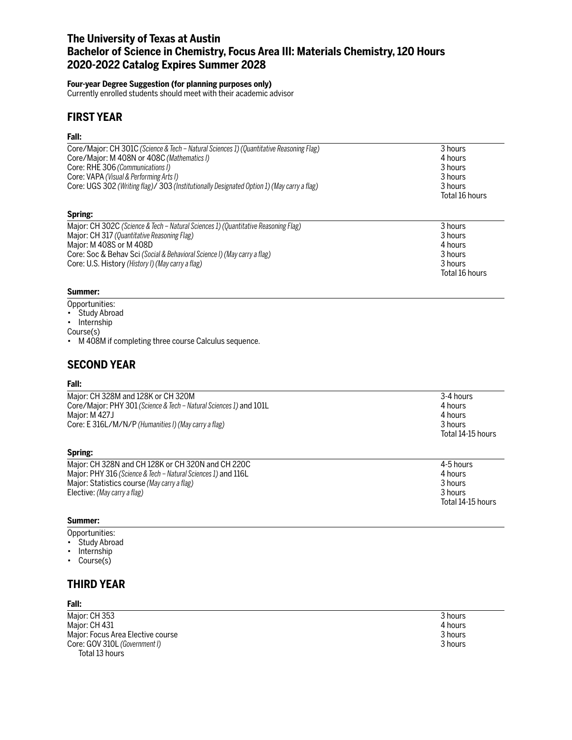# The University of Texas at Austin
# Bachelor of Science in Chemistry, Focus Area III: Materials Chemistry, 120 Hours
# 2020-2022 Catalog Expires Summer 2028

**Four-year Degree Suggestion (for planning purposes only)**
Currently enrolled students should meet with their academic advisor

## FIRST YEAR

**Fall:**

| | |
|---|---|
| Core/Major: CH 301C *(Science & Tech – Natural Sciences 1) (Quantitative Reasoning Flag)* | 3 hours |
| Core/Major: M 408N or 408C *(Mathematics I)* | 4 hours |
| Core: RHE 306 *(Communications I)* | 3 hours |
| Core: VAPA *(Visual & Performing Arts I)* | 3 hours |
| Core: UGS 302 *(Writing flag)*/ 303 *(Institutionally Designated Option 1) (May carry a flag)* | 3 hours |
| | Total 16 hours |

**Spring:**

| | |
|---|---|
| Major: CH 302C *(Science & Tech – Natural Sciences 1) (Quantitative Reasoning Flag)* | 3 hours |
| Major: CH 317 *(Quantitative Reasoning Flag)* | 3 hours |
| Major: M 408S or M 408D | 4 hours |
| Core: Soc & Behav Sci *(Social & Behavioral Science I) (May carry a flag)* | 3 hours |
| Core: U.S. History *(History I) (May carry a flag)* | 3 hours |
| | Total 16 hours |

**Summer:**

Opportunities:
- Study Abroad
- Internship

Course(s)
- M 408M if completing three course Calculus sequence.

## SECOND YEAR

**Fall:**

| | |
|---|---|
| Major: CH 328M and 128K or CH 320M | 3-4 hours |
| Core/Major: PHY 301 *(Science & Tech – Natural Sciences 1)* and 101L | 4 hours |
| Major: M 427J | 4 hours |
| Core: E 316L/M/N/P *(Humanities I) (May carry a flag)* | 3 hours |
| | Total 14-15 hours |

**Spring:**

| | |
|---|---|
| Major: CH 328N and CH 128K or CH 320N and CH 220C | 4-5 hours |
| Major: PHY 316 *(Science & Tech – Natural Sciences 1)* and 116L | 4 hours |
| Major: Statistics course *(May carry a flag)* | 3 hours |
| Elective: *(May carry a flag)* | 3 hours |
| | Total 14-15 hours |

**Summer:**

Opportunities:
- Study Abroad
- Internship
- Course(s)

## THIRD YEAR

**Fall:**

| | |
|---|---|
| Major: CH 353 | 3 hours |
| Major: CH 431 | 4 hours |
| Major: Focus Area Elective course | 3 hours |
| Core: GOV 310L *(Government I)* | 3 hours |
| Total 13 hours | |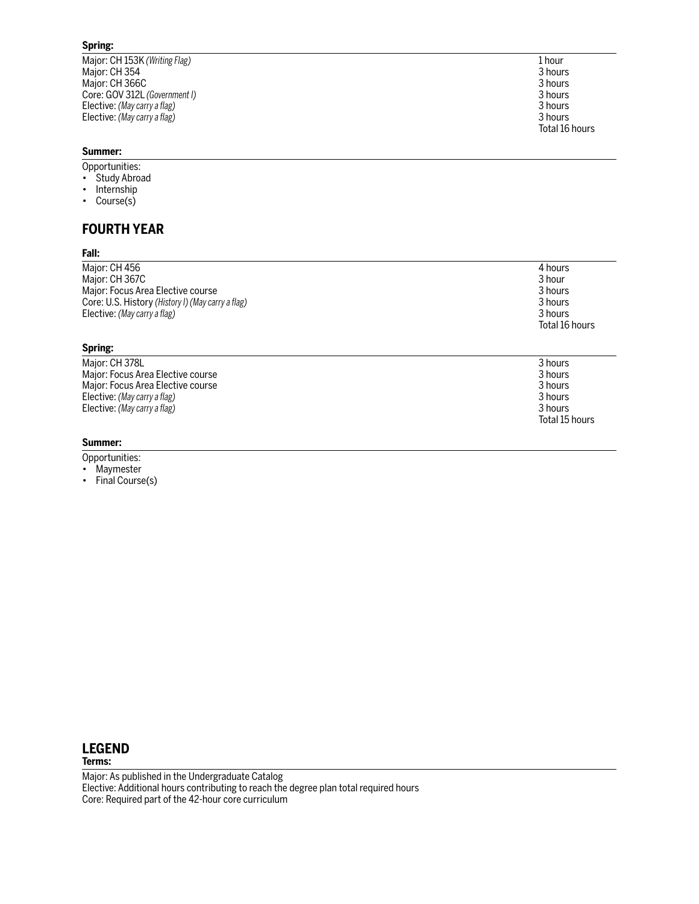**Spring:**

| | |
|---|---|
| Major: CH 153K *(Writing Flag)* | 1 hour |
| Major: CH 354 | 3 hours |
| Major: CH 366C | 3 hours |
| Core: GOV 312L *(Government I)* | 3 hours |
| Elective: *(May carry a flag)* | 3 hours |
| Elective: *(May carry a flag)* | 3 hours |
| | Total 16 hours |

**Summer:**

Opportunities:

- Study Abroad
- Internship
- Course(s)

## FOURTH YEAR

**Fall:**

| | |
|---|---|
| Major: CH 456 | 4 hours |
| Major: CH 367C | 3 hour |
| Major: Focus Area Elective course | 3 hours |
| Core: U.S. History *(History I) (May carry a flag)* | 3 hours |
| Elective: *(May carry a flag)* | 3 hours |
| | Total 16 hours |

**Spring:**

| | |
|---|---|
| Major: CH 378L | 3 hours |
| Major: Focus Area Elective course | 3 hours |
| Major: Focus Area Elective course | 3 hours |
| Elective: *(May carry a flag)* | 3 hours |
| Elective: *(May carry a flag)* | 3 hours |
| | Total 15 hours |

**Summer:**

Opportunities:

- Maymester
- Final Course(s)

## LEGEND

**Terms:**

Major: As published in the Undergraduate Catalog
Elective: Additional hours contributing to reach the degree plan total required hours
Core: Required part of the 42-hour core curriculum